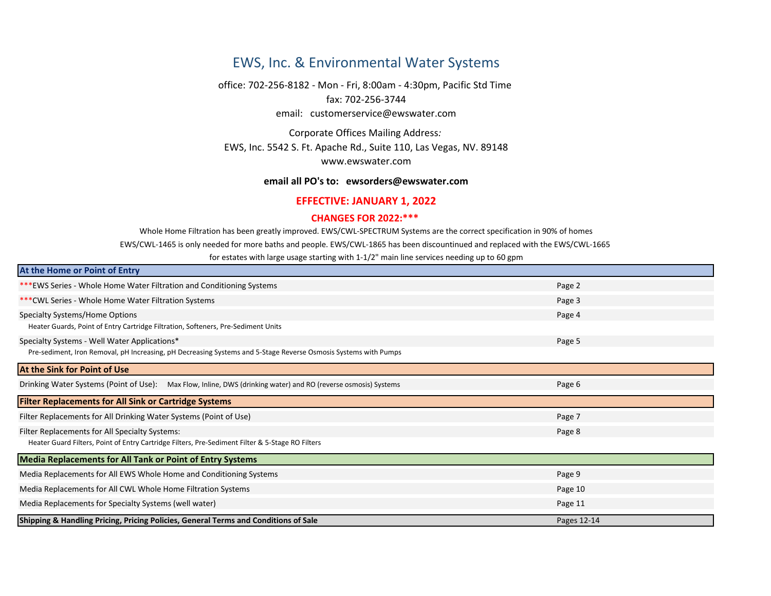# EWS, Inc. & Environmental Water Systems

office: 702-256-8182 - Mon - Fri, 8:00am - 4:30pm, Pacific Std Time

fax: 702-256-3744

email: customerservice@ewswater.com

Corporate Offices Mailing Address*:*

EWS, Inc. 5542 S. Ft. Apache Rd., Suite 110, Las Vegas, NV. 89148

www.ewswater.com

**email all PO's to: ewsorders@ewswater.com**

**EFFECTIVE: JANUARY 1, 2022**

**CHANGES FOR 2022:*****

Whole Home Filtration has been greatly improved. EWS/CWL-SPECTRUM Systems are the correct specification in 90% of homes

EWS/CWL-1465 is only needed for more baths and people. EWS/CWL-1865 has been discountinued and replaced with the EWS/CWL-1665

for estates with large usage starting with 1-1/2" main line services needing up to 60 gpm

| **At the Home or Point of Entry** | |
|---|---|
| ***EWS Series - Whole Home Water Filtration and Conditioning Systems | Page 2 |
| ***CWL Series - Whole Home Water Filtration Systems | Page 3 |
| Specialty Systems/Home Options<br>Heater Guards, Point of Entry Cartridge Filtration, Softeners, Pre-Sediment Units | Page 4 |
| Specialty Systems - Well Water Applications*<br>Pre-sediment, Iron Removal, pH Increasing, pH Decreasing Systems and 5-Stage Reverse Osmosis Systems with Pumps | Page 5 |
| **At the Sink for Point of Use** | |
| Drinking Water Systems (Point of Use): Max Flow, Inline, DWS (drinking water) and RO (reverse osmosis) Systems | Page 6 |
| **Filter Replacements for All Sink or Cartridge Systems** | |
| Filter Replacements for All Drinking Water Systems (Point of Use) | Page 7 |
| Filter Replacements for All Specialty Systems:<br>Heater Guard Filters, Point of Entry Cartridge Filters, Pre-Sediment Filter & 5-Stage RO Filters | Page 8 |
| **Media Replacements for All Tank or Point of Entry Systems** | |
| Media Replacements for All EWS Whole Home and Conditioning Systems | Page 9 |
| Media Replacements for All CWL Whole Home Filtration Systems | Page 10 |
| Media Replacements for Specialty Systems (well water) | Page 11 |
| **Shipping & Handling Pricing, Pricing Policies, General Terms and Conditions of Sale** | Pages 12-14 |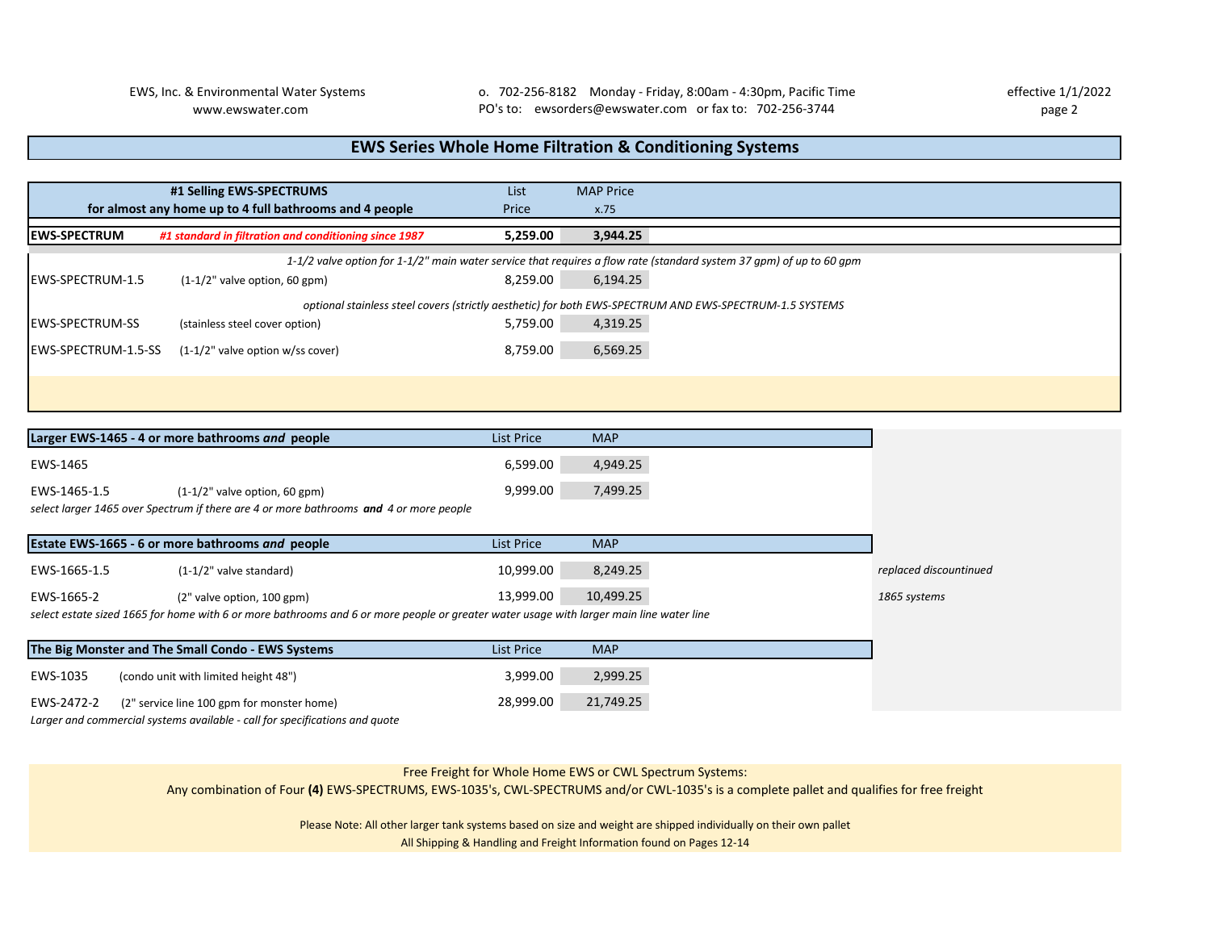EWS, Inc. & Environmental Water Systems
www.ewswater.com

o. 702-256-8182 Monday - Friday, 8:00am - 4:30pm, Pacific Time
PO's to: ewsorders@ewswater.com or fax to: 702-256-3744

effective 1/1/2022

## EWS Series Whole Home Filtration & Conditioning Systems

| #1 Selling EWS-SPECTRUMS for almost any home up to 4 full bathrooms and 4 people | | List Price | MAP Price x.75 |
|---|---|---|---|
| **EWS-SPECTRUM** | ***#1 standard in filtration and conditioning since 1987*** | **5,259.00** | **3,944.25** |
| *1-1/2 valve option for 1-1/2" main water service that requires a flow rate (standard system 37 gpm) of up to 60 gpm* | | | |
| EWS-SPECTRUM-1.5 | (1-1/2" valve option, 60 gpm) | 8,259.00 | 6,194.25 |
| *optional stainless steel covers (strictly aesthetic) for both EWS-SPECTRUM AND EWS-SPECTRUM-1.5 SYSTEMS* | | | |
| EWS-SPECTRUM-SS | (stainless steel cover option) | 5,759.00 | 4,319.25 |
| EWS-SPECTRUM-1.5-SS | (1-1/2" valve option w/ss cover) | 8,759.00 | 6,569.25 |

| **Larger EWS-1465 - 4 or more bathrooms *and* people** | | List Price | MAP |
|---|---|---|---|
| EWS-1465 | | 6,599.00 | 4,949.25 |
| EWS-1465-1.5 | (1-1/2" valve option, 60 gpm) | 9,999.00 | 7,499.25 |

*select larger 1465 over Spectrum if there are 4 or more bathrooms **and** 4 or more people*

| **Estate EWS-1665 - 6 or more bathrooms *and* people** | | List Price | MAP | |
|---|---|---|---|---|
| EWS-1665-1.5 | (1-1/2" valve standard) | 10,999.00 | 8,249.25 | *replaced discountinued* |
| EWS-1665-2 | (2" valve option, 100 gpm) | 13,999.00 | 10,499.25 | *1865 systems* |

*select estate sized 1665 for home with 6 or more bathrooms and 6 or more people or greater water usage with larger main line water line*

| **The Big Monster and The Small Condo - EWS Systems** | | List Price | MAP |
|---|---|---|---|
| EWS-1035 | (condo unit with limited height 48") | 3,999.00 | 2,999.25 |
| EWS-2472-2 | (2" service line 100 gpm for monster home) | 28,999.00 | 21,749.25 |

*Larger and commercial systems available - call for specifications and quote*

Free Freight for Whole Home EWS or CWL Spectrum Systems:
Any combination of Four **(4)** EWS-SPECTRUMS, EWS-1035's, CWL-SPECTRUMS and/or CWL-1035's is a complete pallet and qualifies for free freight

Please Note: All other larger tank systems based on size and weight are shipped individually on their own pallet
All Shipping & Handling and Freight Information found on Pages 12-14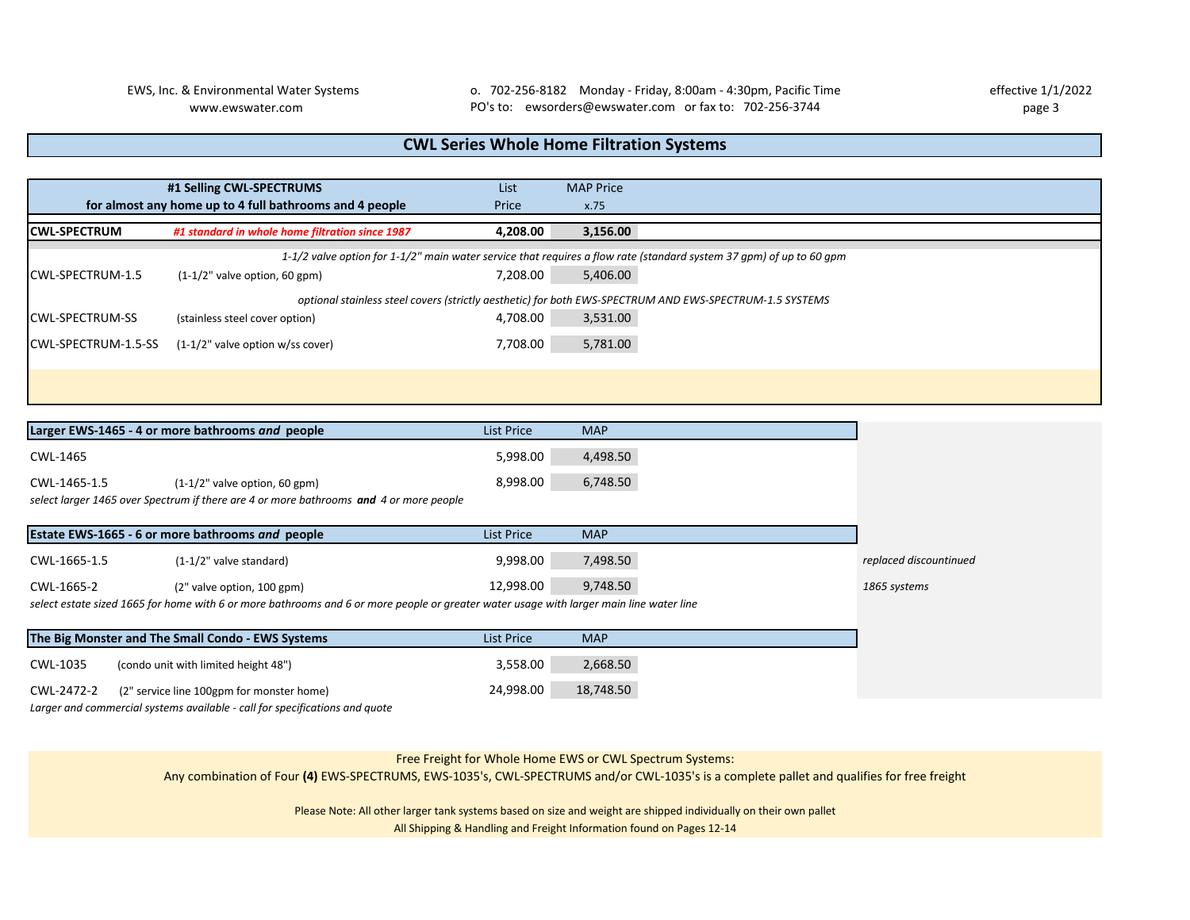# CWL Series Whole Home Filtration Systems

| **#1 Selling CWL-SPECTRUMS for almost any home up to 4 full bathrooms and 4 people** | | List Price | MAP Price x.75 |
|---|---|---|---|
| **CWL-SPECTRUM** | ***#1 standard in whole home filtration since 1987*** | **4,208.00** | **3,156.00** |
| *1-1/2 valve option for 1-1/2" main water service that requires a flow rate (standard system 37 gpm) of up to 60 gpm* | | | |
| CWL-SPECTRUM-1.5 | (1-1/2" valve option, 60 gpm) | 7,208.00 | 5,406.00 |
| *optional stainless steel covers (strictly aesthetic) for both EWS-SPECTRUM AND EWS-SPECTRUM-1.5 SYSTEMS* | | | |
| CWL-SPECTRUM-SS | (stainless steel cover option) | 4,708.00 | 3,531.00 |
| CWL-SPECTRUM-1.5-SS | (1-1/2" valve option w/ss cover) | 7,708.00 | 5,781.00 |

| **Larger EWS-1465 - 4 or more bathrooms *and* people** | | List Price | MAP |
|---|---|---|---|
| CWL-1465 | | 5,998.00 | 4,498.50 |
| CWL-1465-1.5 | (1-1/2" valve option, 60 gpm) | 8,998.00 | 6,748.50 |

*select larger 1465 over Spectrum if there are 4 or more bathrooms **and** 4 or more people*

| **Estate EWS-1665 - 6 or more bathrooms *and* people** | | List Price | MAP | |
|---|---|---|---|---|
| CWL-1665-1.5 | (1-1/2" valve standard) | 9,998.00 | 7,498.50 | *replaced discountinued* |
| CWL-1665-2 | (2" valve option, 100 gpm) | 12,998.00 | 9,748.50 | *1865 systems* |

*select estate sized 1665 for home with 6 or more bathrooms and 6 or more people or greater water usage with larger main line water line*

| **The Big Monster and The Small Condo - EWS Systems** | | List Price | MAP |
|---|---|---|---|
| CWL-1035 | (condo unit with limited height 48") | 3,558.00 | 2,668.50 |
| CWL-2472-2 | (2" service line 100gpm for monster home) | 24,998.00 | 18,748.50 |

*Larger and commercial systems available - call for specifications and quote*

Free Freight for Whole Home EWS or CWL Spectrum Systems:
Any combination of Four **(4)** EWS-SPECTRUMS, EWS-1035's, CWL-SPECTRUMS and/or CWL-1035's is a complete pallet and qualifies for free freight

Please Note: All other larger tank systems based on size and weight are shipped individually on their own pallet
All Shipping & Handling and Freight Information found on Pages 12-14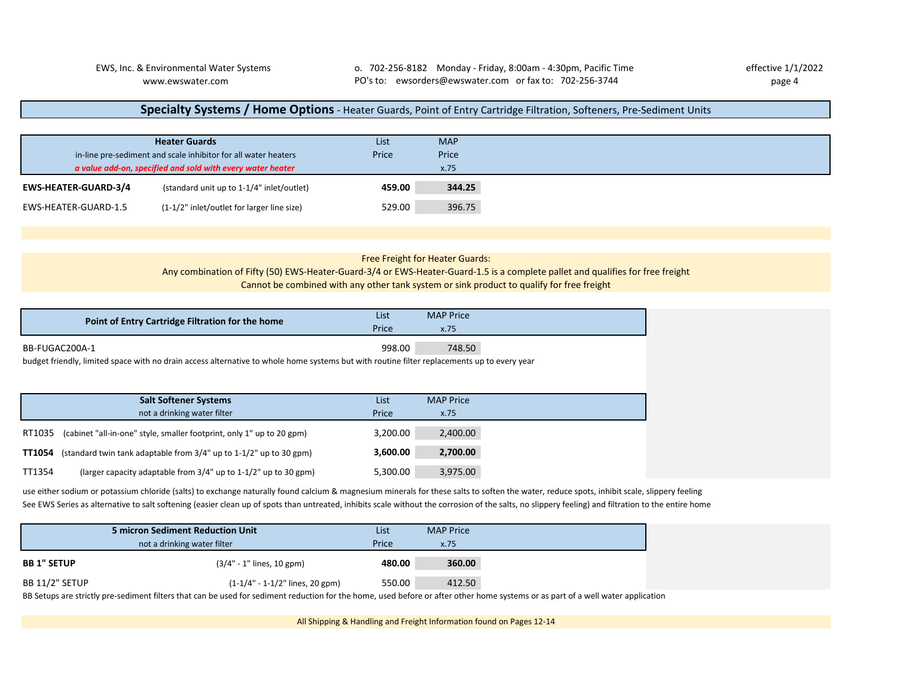EWS, Inc. & Environmental Water Systems
www.ewswater.com

o. 702-256-8182 Monday - Friday, 8:00am - 4:30pm, Pacific Time
PO's to: ewsorders@ewswater.com or fax to: 702-256-3744

effective 1/1/2022

## **Specialty Systems / Home Options** - Heater Guards, Point of Entry Cartridge Filtration, Softeners, Pre-Sediment Units

| **Heater Guards**<br>in-line pre-sediment and scale inhibitor for all water heaters<br>***a value add-on, specified and sold with every water heater*** | | List Price | MAP Price x.75 |
|---|---|---|---|
| **EWS-HEATER-GUARD-3/4** | (standard unit up to 1-1/4" inlet/outlet) | **459.00** | **344.25** |
| EWS-HEATER-GUARD-1.5 | (1-1/2" inlet/outlet for larger line size) | 529.00 | 396.75 |

Free Freight for Heater Guards:
Any combination of Fifty (50) EWS-Heater-Guard-3/4 or EWS-Heater-Guard-1.5 is a complete pallet and qualifies for free freight
Cannot be combined with any other tank system or sink product to qualify for free freight

| **Point of Entry Cartridge Filtration for the home** | List Price | MAP Price x.75 |
|---|---|---|
| BB-FUGAC200A-1 | 998.00 | 748.50 |

budget friendly, limited space with no drain access alternative to whole home systems but with routine filter replacements up to every year

| **Salt Softener Systems**<br>not a drinking water filter | | List Price | MAP Price x.75 |
|---|---|---|---|
| RT1035 | (cabinet "all-in-one" style, smaller footprint, only 1" up to 20 gpm) | 3,200.00 | 2,400.00 |
| **TT1054** | (standard twin tank adaptable from 3/4" up to 1-1/2" up to 30 gpm) | **3,600.00** | **2,700.00** |
| TT1354 | (larger capacity adaptable from 3/4" up to 1-1/2" up to 30 gpm) | 5,300.00 | 3,975.00 |

use either sodium or potassium chloride (salts) to exchange naturally found calcium & magnesium minerals for these salts to soften the water, reduce spots, inhibit scale, slippery feeling
See EWS Series as alternative to salt softening (easier clean up of spots than untreated, inhibits scale without the corrosion of the salts, no slippery feeling) and filtration to the entire home

| **5 micron Sediment Reduction Unit**<br>not a drinking water filter | | List Price | MAP Price x.75 |
|---|---|---|---|
| **BB 1" SETUP** | (3/4" - 1" lines, 10 gpm) | **480.00** | **360.00** |
| BB 11/2" SETUP | (1-1/4" - 1-1/2" lines, 20 gpm) | 550.00 | 412.50 |

BB Setups are strictly pre-sediment filters that can be used for sediment reduction for the home, used before or after other home systems or as part of a well water application

All Shipping & Handling and Freight Information found on Pages 12-14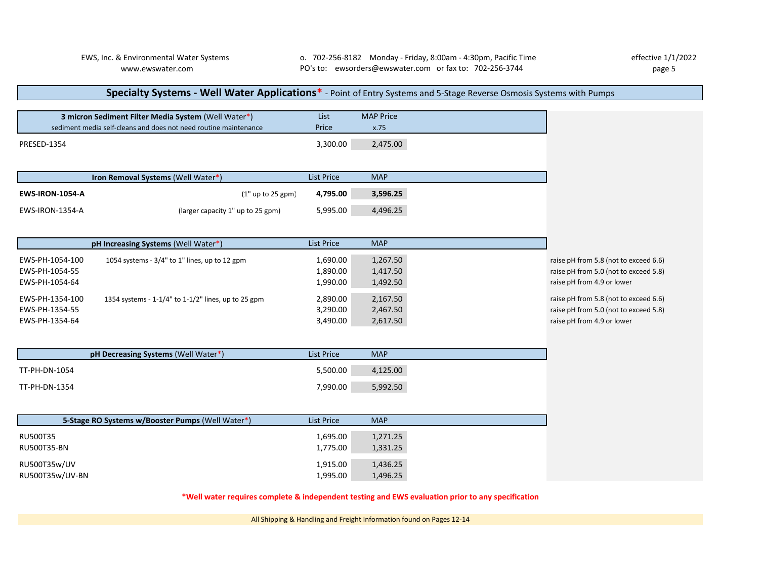EWS, Inc. & Environmental Water Systems
www.ewswater.com

o. 702-256-8182 Monday - Friday, 8:00am - 4:30pm, Pacific Time
PO's to: ewsorders@ewswater.com or fax to: 702-256-3744

effective 1/1/2022

## Specialty Systems - Well Water Applications* - Point of Entry Systems and 5-Stage Reverse Osmosis Systems with Pumps

| **3 micron Sediment Filter Media System** (Well Water*) sediment media self-cleans and does not need routine maintenance | List Price | MAP Price x.75 |
|---|---|---|
| PRESED-1354 | 3,300.00 | 2,475.00 |

| **Iron Removal Systems** (Well Water*) | | List Price | MAP |
|---|---|---|---|
| **EWS-IRON-1054-A** | (1" up to 25 gpm) | **4,795.00** | **3,596.25** |
| EWS-IRON-1354-A | (larger capacity 1" up to 25 gpm) | 5,995.00 | 4,496.25 |

| **pH Increasing Systems** (Well Water*) | | List Price | MAP | |
|---|---|---|---|---|
| EWS-PH-1054-100 | 1054 systems - 3/4" to 1" lines, up to 12 gpm | 1,690.00 | 1,267.50 | raise pH from 5.8 (not to exceed 6.6) |
| EWS-PH-1054-55 | | 1,890.00 | 1,417.50 | raise pH from 5.0 (not to exceed 5.8) |
| EWS-PH-1054-64 | | 1,990.00 | 1,492.50 | raise pH from 4.9 or lower |
| EWS-PH-1354-100 | 1354 systems - 1-1/4" to 1-1/2" lines, up to 25 gpm | 2,890.00 | 2,167.50 | raise pH from 5.8 (not to exceed 6.6) |
| EWS-PH-1354-55 | | 3,290.00 | 2,467.50 | raise pH from 5.0 (not to exceed 5.8) |
| EWS-PH-1354-64 | | 3,490.00 | 2,617.50 | raise pH from 4.9 or lower |

| **pH Decreasing Systems** (Well Water*) | List Price | MAP |
|---|---|---|
| TT-PH-DN-1054 | 5,500.00 | 4,125.00 |
| TT-PH-DN-1354 | 7,990.00 | 5,992.50 |

| **5-Stage RO Systems w/Booster Pumps** (Well Water*) | List Price | MAP |
|---|---|---|
| RU500T35 | 1,695.00 | 1,271.25 |
| RU500T35-BN | 1,775.00 | 1,331.25 |
| RU500T35w/UV | 1,915.00 | 1,436.25 |
| RU500T35w/UV-BN | 1,995.00 | 1,496.25 |

***Well water requires complete & independent testing and EWS evaluation prior to any specification**

All Shipping & Handling and Freight Information found on Pages 12-14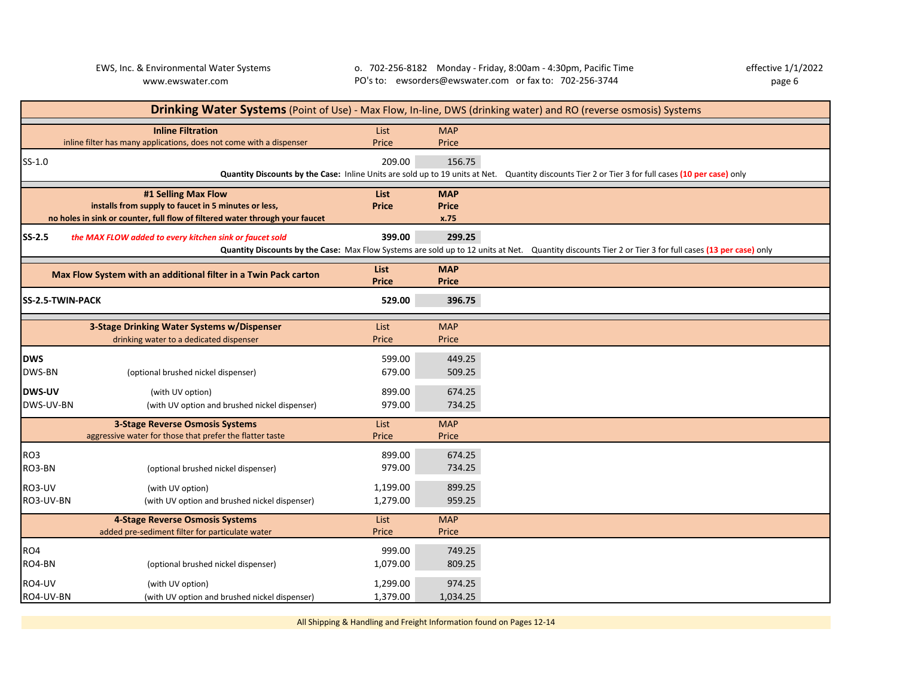## Drinking Water Systems (Point of Use) - Max Flow, In-line, DWS (drinking water) and RO (reverse osmosis) Systems

| **Inline Filtration**<br>inline filter has many applications, does not come with a dispenser | List Price | MAP Price |
|---|---|---|
| SS-1.0 | 209.00 | 156.75 |

**Quantity Discounts by the Case:** Inline Units are sold up to 19 units at Net. Quantity discounts Tier 2 or Tier 3 for full cases **(10 per case)** only

| **#1 Selling Max Flow**<br>**installs from supply to faucet in 5 minutes or less,**<br>**no holes in sink or counter, full flow of filtered water through your faucet** | **List Price** | **MAP Price**<br>**x.75** |
|---|---|---|
| **SS-2.5** ***the MAX FLOW added to every kitchen sink or faucet sold*** | **399.00** | **299.25** |

**Quantity Discounts by the Case:** Max Flow Systems are sold up to 12 units at Net. Quantity discounts Tier 2 or Tier 3 for full cases **(13 per case)** only

| **Max Flow System with an additional filter in a Twin Pack carton** | **List Price** | **MAP Price** |
|---|---|---|
| **SS-2.5-TWIN-PACK** | **529.00** | **396.75** |

| **3-Stage Drinking Water Systems w/Dispenser**<br>drinking water to a dedicated dispenser | | List Price | MAP Price |
|---|---|---|---|
| **DWS** | | 599.00 | 449.25 |
| DWS-BN | (optional brushed nickel dispenser) | 679.00 | 509.25 |
| **DWS-UV** | (with UV option) | 899.00 | 674.25 |
| DWS-UV-BN | (with UV option and brushed nickel dispenser) | 979.00 | 734.25 |

| **3-Stage Reverse Osmosis Systems**<br>aggressive water for those that prefer the flatter taste | | List Price | MAP Price |
|---|---|---|---|
| RO3 | | 899.00 | 674.25 |
| RO3-BN | (optional brushed nickel dispenser) | 979.00 | 734.25 |
| RO3-UV | (with UV option) | 1,199.00 | 899.25 |
| RO3-UV-BN | (with UV option and brushed nickel dispenser) | 1,279.00 | 959.25 |

| **4-Stage Reverse Osmosis Systems**<br>added pre-sediment filter for particulate water | | List Price | MAP Price |
|---|---|---|---|
| RO4 | | 999.00 | 749.25 |
| RO4-BN | (optional brushed nickel dispenser) | 1,079.00 | 809.25 |
| RO4-UV | (with UV option) | 1,299.00 | 974.25 |
| RO4-UV-BN | (with UV option and brushed nickel dispenser) | 1,379.00 | 1,034.25 |

All Shipping & Handling and Freight Information found on Pages 12-14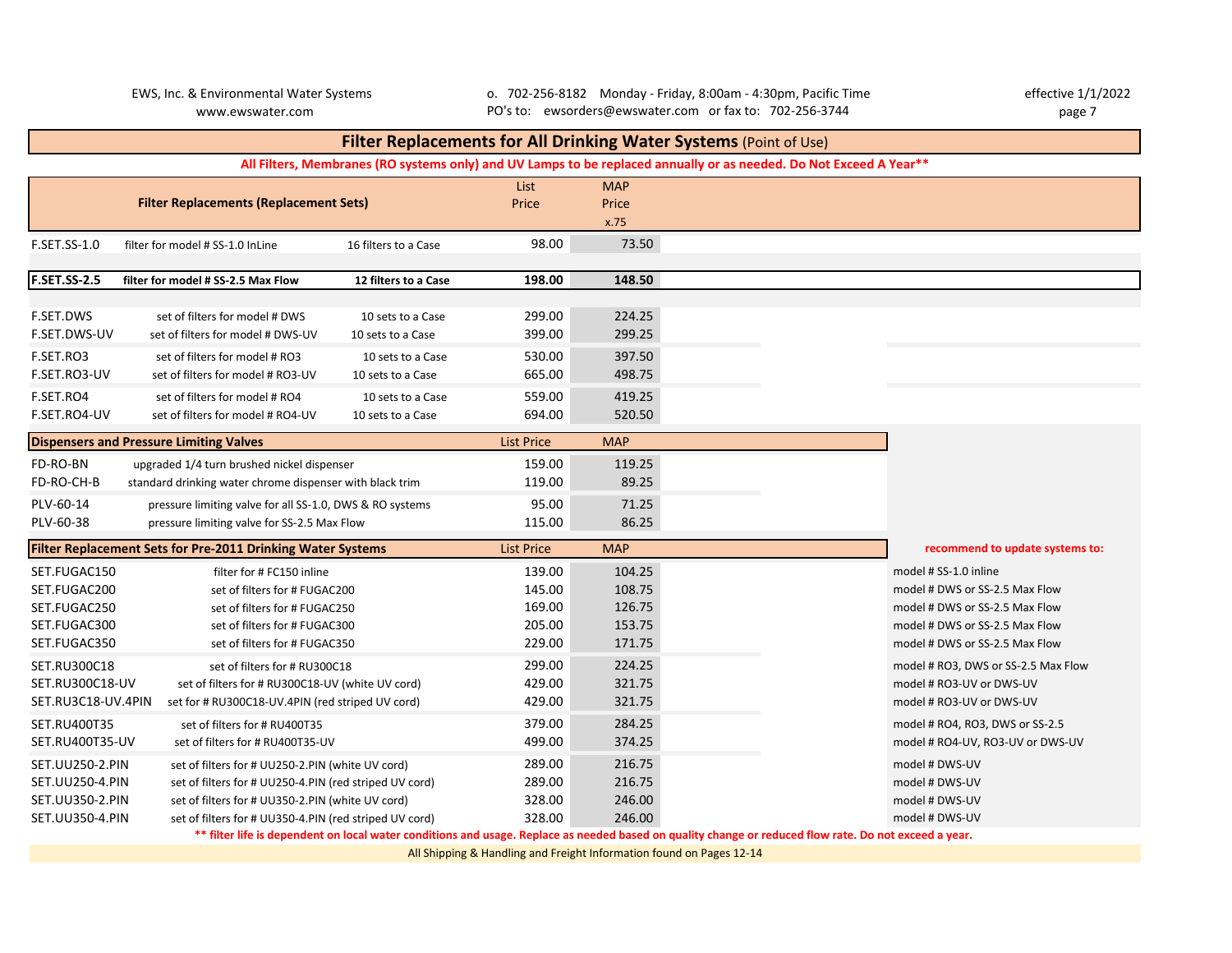# Filter Replacements for All Drinking Water Systems (Point of Use)

**All Filters, Membranes (RO systems only) and UV Lamps to be replaced annually or as needed. Do Not Exceed A Year****

| Filter Replacements (Replacement Sets) | | | List Price | MAP Price x.75 |
|---|---|---|---|---|
| F.SET.SS-1.0 | filter for model # SS-1.0 InLine | 16 filters to a Case | 98.00 | 73.50 |
| **F.SET.SS-2.5** | **filter for model # SS-2.5 Max Flow** | **12 filters to a Case** | **198.00** | **148.50** |
| F.SET.DWS | set of filters for model # DWS | 10 sets to a Case | 299.00 | 224.25 |
| F.SET.DWS-UV | set of filters for model # DWS-UV | 10 sets to a Case | 399.00 | 299.25 |
| F.SET.RO3 | set of filters for model # RO3 | 10 sets to a Case | 530.00 | 397.50 |
| F.SET.RO3-UV | set of filters for model # RO3-UV | 10 sets to a Case | 665.00 | 498.75 |
| F.SET.RO4 | set of filters for model # RO4 | 10 sets to a Case | 559.00 | 419.25 |
| F.SET.RO4-UV | set of filters for model # RO4-UV | 10 sets to a Case | 694.00 | 520.50 |

| Dispensers and Pressure Limiting Valves | | List Price | MAP |
|---|---|---|---|
| FD-RO-BN | upgraded 1/4 turn brushed nickel dispenser | 159.00 | 119.25 |
| FD-RO-CH-B | standard drinking water chrome dispenser with black trim | 119.00 | 89.25 |
| PLV-60-14 | pressure limiting valve for all SS-1.0, DWS & RO systems | 95.00 | 71.25 |
| PLV-60-38 | pressure limiting valve for SS-2.5 Max Flow | 115.00 | 86.25 |

| Filter Replacement Sets for Pre-2011 Drinking Water Systems | | List Price | MAP | recommend to update systems to: |
|---|---|---|---|---|
| SET.FUGAC150 | filter for # FC150 inline | 139.00 | 104.25 | model # SS-1.0 inline |
| SET.FUGAC200 | set of filters for # FUGAC200 | 145.00 | 108.75 | model # DWS or SS-2.5 Max Flow |
| SET.FUGAC250 | set of filters for # FUGAC250 | 169.00 | 126.75 | model # DWS or SS-2.5 Max Flow |
| SET.FUGAC300 | set of filters for # FUGAC300 | 205.00 | 153.75 | model # DWS or SS-2.5 Max Flow |
| SET.FUGAC350 | set of filters for # FUGAC350 | 229.00 | 171.75 | model # DWS or SS-2.5 Max Flow |
| SET.RU300C18 | set of filters for # RU300C18 | 299.00 | 224.25 | model # RO3, DWS or SS-2.5 Max Flow |
| SET.RU300C18-UV | set of filters for # RU300C18-UV (white UV cord) | 429.00 | 321.75 | model # RO3-UV or DWS-UV |
| SET.RU3C18-UV.4PIN | set for # RU300C18-UV.4PIN (red striped UV cord) | 429.00 | 321.75 | model # RO3-UV or DWS-UV |
| SET.RU400T35 | set of filters for # RU400T35 | 379.00 | 284.25 | model # RO4, RO3, DWS or SS-2.5 |
| SET.RU400T35-UV | set of filters for # RU400T35-UV | 499.00 | 374.25 | model # RO4-UV, RO3-UV or DWS-UV |
| SET.UU250-2.PIN | set of filters for # UU250-2.PIN (white UV cord) | 289.00 | 216.75 | model # DWS-UV |
| SET.UU250-4.PIN | set of filters for # UU250-4.PIN (red striped UV cord) | 289.00 | 216.75 | model # DWS-UV |
| SET.UU350-2.PIN | set of filters for # UU350-2.PIN (white UV cord) | 328.00 | 246.00 | model # DWS-UV |
| SET.UU350-4.PIN | set of filters for # UU350-4.PIN (red striped UV cord) | 328.00 | 246.00 | model # DWS-UV |

** filter life is dependent on local water conditions and usage. Replace as needed based on quality change or reduced flow rate. Do not exceed a year.

All Shipping & Handling and Freight Information found on Pages 12-14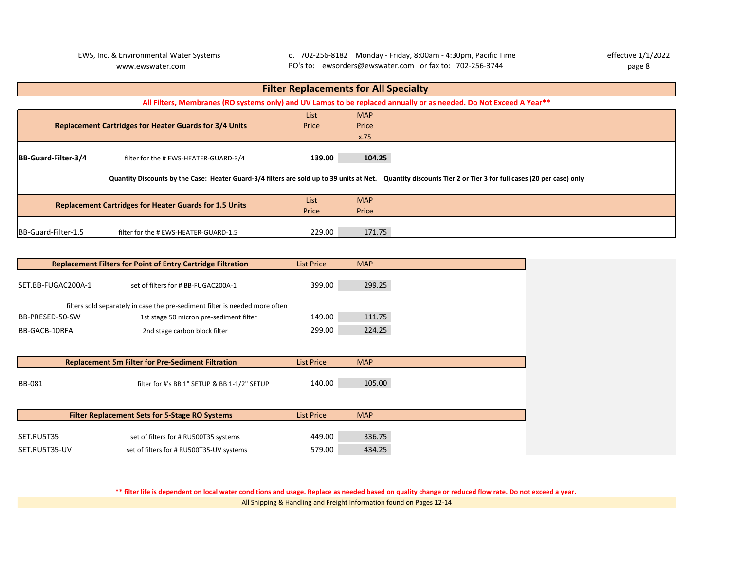## Filter Replacements for All Specialty

**All Filters, Membranes (RO systems only) and UV Lamps to be replaced annually or as needed. Do Not Exceed A Year****

| Replacement Cartridges for Heater Guards for 3/4 Units | | List Price | MAP Price x.75 |
|---|---|---|---|
| **BB-Guard-Filter-3/4** | filter for the # EWS-HEATER-GUARD-3/4 | **139.00** | **104.25** |

**Quantity Discounts by the Case: Heater Guard-3/4 filters are sold up to 39 units at Net. Quantity discounts Tier 2 or Tier 3 for full cases (20 per case) only**

| Replacement Cartridges for Heater Guards for 1.5 Units | | List Price | MAP Price |
|---|---|---|---|
| BB-Guard-Filter-1.5 | filter for the # EWS-HEATER-GUARD-1.5 | 229.00 | 171.75 |

| Replacement Filters for Point of Entry Cartridge Filtration | | List Price | MAP |
|---|---|---|---|
| SET.BB-FUGAC200A-1 | set of filters for # BB-FUGAC200A-1 | 399.00 | 299.25 |
| | filters sold separately in case the pre-sediment filter is needed more often | | |
| BB-PRESED-50-SW | 1st stage 50 micron pre-sediment filter | 149.00 | 111.75 |
| BB-GACB-10RFA | 2nd stage carbon block filter | 299.00 | 224.25 |

| Replacement 5m Filter for Pre-Sediment Filtration | | List Price | MAP |
|---|---|---|---|
| BB-081 | filter for #'s BB 1" SETUP & BB 1-1/2" SETUP | 140.00 | 105.00 |

| Filter Replacement Sets for 5-Stage RO Systems | | List Price | MAP |
|---|---|---|---|
| SET.RU5T35 | set of filters for # RU500T35 systems | 449.00 | 336.75 |
| SET.RU5T35-UV | set of filters for # RU500T35-UV systems | 579.00 | 434.25 |

**** filter life is dependent on local water conditions and usage. Replace as needed based on quality change or reduced flow rate. Do not exceed a year.**

All Shipping & Handling and Freight Information found on Pages 12-14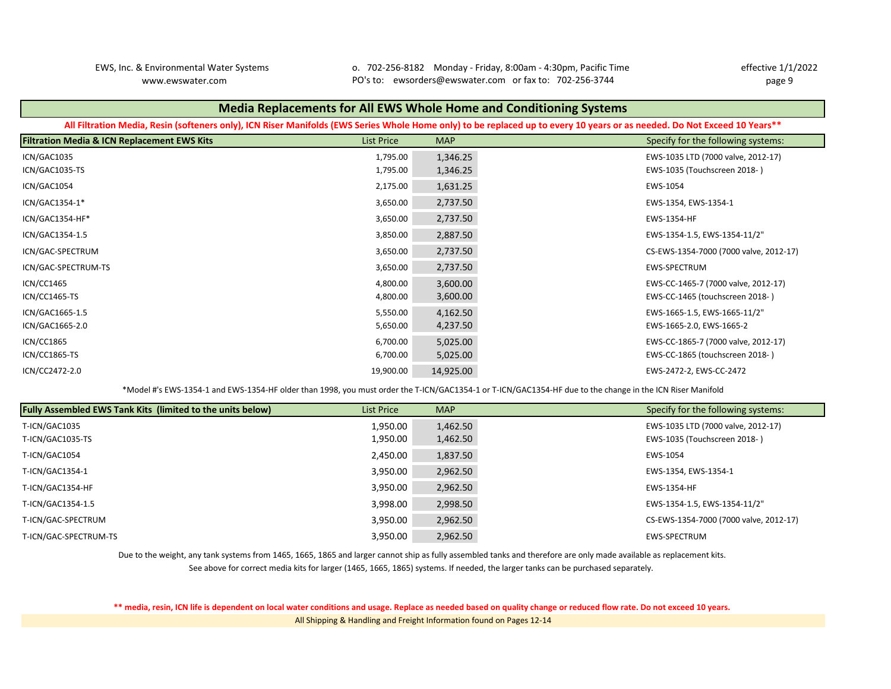## Media Replacements for All EWS Whole Home and Conditioning Systems

**All Filtration Media, Resin (softeners only), ICN Riser Manifolds (EWS Series Whole Home only) to be replaced up to every 10 years or as needed. Do Not Exceed 10 Years****

| Filtration Media & ICN Replacement EWS Kits | List Price | MAP | Specify for the following systems: |
|---|---|---|---|
| ICN/GAC1035 | 1,795.00 | 1,346.25 | EWS-1035 LTD (7000 valve, 2012-17) |
| ICN/GAC1035-TS | 1,795.00 | 1,346.25 | EWS-1035 (Touchscreen 2018- ) |
| ICN/GAC1054 | 2,175.00 | 1,631.25 | EWS-1054 |
| ICN/GAC1354-1* | 3,650.00 | 2,737.50 | EWS-1354, EWS-1354-1 |
| ICN/GAC1354-HF* | 3,650.00 | 2,737.50 | EWS-1354-HF |
| ICN/GAC1354-1.5 | 3,850.00 | 2,887.50 | EWS-1354-1.5, EWS-1354-11/2" |
| ICN/GAC-SPECTRUM | 3,650.00 | 2,737.50 | CS-EWS-1354-7000 (7000 valve, 2012-17) |
| ICN/GAC-SPECTRUM-TS | 3,650.00 | 2,737.50 | EWS-SPECTRUM |
| ICN/CC1465 | 4,800.00 | 3,600.00 | EWS-CC-1465-7 (7000 valve, 2012-17) |
| ICN/CC1465-TS | 4,800.00 | 3,600.00 | EWS-CC-1465 (touchscreen 2018- ) |
| ICN/GAC1665-1.5 | 5,550.00 | 4,162.50 | EWS-1665-1.5, EWS-1665-11/2" |
| ICN/GAC1665-2.0 | 5,650.00 | 4,237.50 | EWS-1665-2.0, EWS-1665-2 |
| ICN/CC1865 | 6,700.00 | 5,025.00 | EWS-CC-1865-7 (7000 valve, 2012-17) |
| ICN/CC1865-TS | 6,700.00 | 5,025.00 | EWS-CC-1865 (touchscreen 2018- ) |
| ICN/CC2472-2.0 | 19,900.00 | 14,925.00 | EWS-2472-2, EWS-CC-2472 |

*Model #'s EWS-1354-1 and EWS-1354-HF older than 1998, you must order the T-ICN/GAC1354-1 or T-ICN/GAC1354-HF due to the change in the ICN Riser Manifold

| Fully Assembled EWS Tank Kits (limited to the units below) | List Price | MAP | Specify for the following systems: |
|---|---|---|---|
| T-ICN/GAC1035 | 1,950.00 | 1,462.50 | EWS-1035 LTD (7000 valve, 2012-17) |
| T-ICN/GAC1035-TS | 1,950.00 | 1,462.50 | EWS-1035 (Touchscreen 2018- ) |
| T-ICN/GAC1054 | 2,450.00 | 1,837.50 | EWS-1054 |
| T-ICN/GAC1354-1 | 3,950.00 | 2,962.50 | EWS-1354, EWS-1354-1 |
| T-ICN/GAC1354-HF | 3,950.00 | 2,962.50 | EWS-1354-HF |
| T-ICN/GAC1354-1.5 | 3,998.00 | 2,998.50 | EWS-1354-1.5, EWS-1354-11/2" |
| T-ICN/GAC-SPECTRUM | 3,950.00 | 2,962.50 | CS-EWS-1354-7000 (7000 valve, 2012-17) |
| T-ICN/GAC-SPECTRUM-TS | 3,950.00 | 2,962.50 | EWS-SPECTRUM |

Due to the weight, any tank systems from 1465, 1665, 1865 and larger cannot ship as fully assembled tanks and therefore are only made available as replacement kits.

See above for correct media kits for larger (1465, 1665, 1865) systems. If needed, the larger tanks can be purchased separately.

**** media, resin, ICN life is dependent on local water conditions and usage. Replace as needed based on quality change or reduced flow rate. Do not exceed 10 years.**

All Shipping & Handling and Freight Information found on Pages 12-14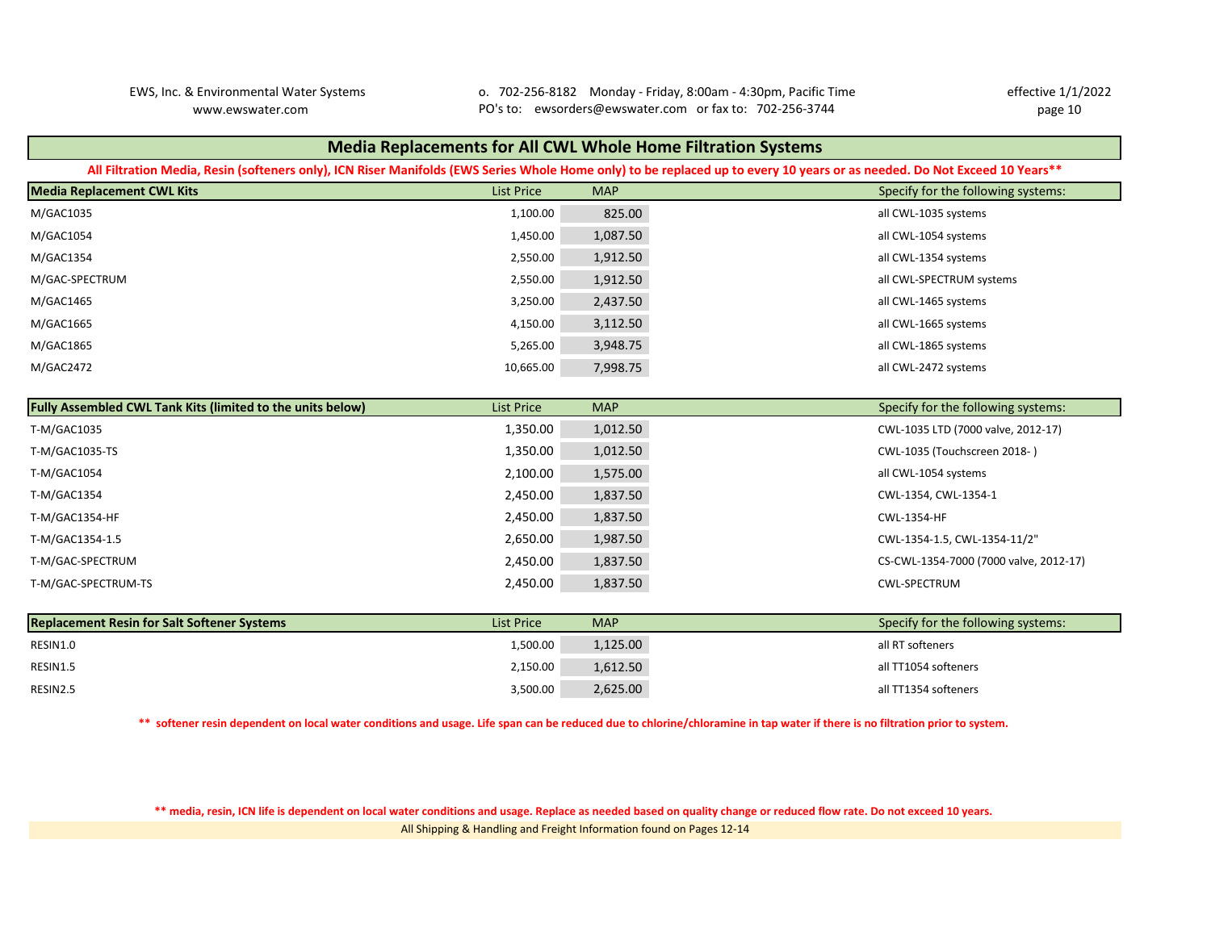## Media Replacements for All CWL Whole Home Filtration Systems

**All Filtration Media, Resin (softeners only), ICN Riser Manifolds (EWS Series Whole Home only) to be replaced up to every 10 years or as needed. Do Not Exceed 10 Years****

| Media Replacement CWL Kits | List Price | MAP | Specify for the following systems: |
|---|---|---|---|
| M/GAC1035 | 1,100.00 | 825.00 | all CWL-1035 systems |
| M/GAC1054 | 1,450.00 | 1,087.50 | all CWL-1054 systems |
| M/GAC1354 | 2,550.00 | 1,912.50 | all CWL-1354 systems |
| M/GAC-SPECTRUM | 2,550.00 | 1,912.50 | all CWL-SPECTRUM systems |
| M/GAC1465 | 3,250.00 | 2,437.50 | all CWL-1465 systems |
| M/GAC1665 | 4,150.00 | 3,112.50 | all CWL-1665 systems |
| M/GAC1865 | 5,265.00 | 3,948.75 | all CWL-1865 systems |
| M/GAC2472 | 10,665.00 | 7,998.75 | all CWL-2472 systems |

| Fully Assembled CWL Tank Kits (limited to the units below) | List Price | MAP | Specify for the following systems: |
|---|---|---|---|
| T-M/GAC1035 | 1,350.00 | 1,012.50 | CWL-1035 LTD (7000 valve, 2012-17) |
| T-M/GAC1035-TS | 1,350.00 | 1,012.50 | CWL-1035 (Touchscreen 2018- ) |
| T-M/GAC1054 | 2,100.00 | 1,575.00 | all CWL-1054 systems |
| T-M/GAC1354 | 2,450.00 | 1,837.50 | CWL-1354, CWL-1354-1 |
| T-M/GAC1354-HF | 2,450.00 | 1,837.50 | CWL-1354-HF |
| T-M/GAC1354-1.5 | 2,650.00 | 1,987.50 | CWL-1354-1.5, CWL-1354-11/2" |
| T-M/GAC-SPECTRUM | 2,450.00 | 1,837.50 | CS-CWL-1354-7000 (7000 valve, 2012-17) |
| T-M/GAC-SPECTRUM-TS | 2,450.00 | 1,837.50 | CWL-SPECTRUM |

| Replacement Resin for Salt Softener Systems | List Price | MAP | Specify for the following systems: |
|---|---|---|---|
| RESIN1.0 | 1,500.00 | 1,125.00 | all RT softeners |
| RESIN1.5 | 2,150.00 | 1,612.50 | all TT1054 softeners |
| RESIN2.5 | 3,500.00 | 2,625.00 | all TT1354 softeners |

**** softener resin dependent on local water conditions and usage. Life span can be reduced due to chlorine/chloramine in tap water if there is no filtration prior to system.**

**** media, resin, ICN life is dependent on local water conditions and usage. Replace as needed based on quality change or reduced flow rate. Do not exceed 10 years.**

All Shipping & Handling and Freight Information found on Pages 12-14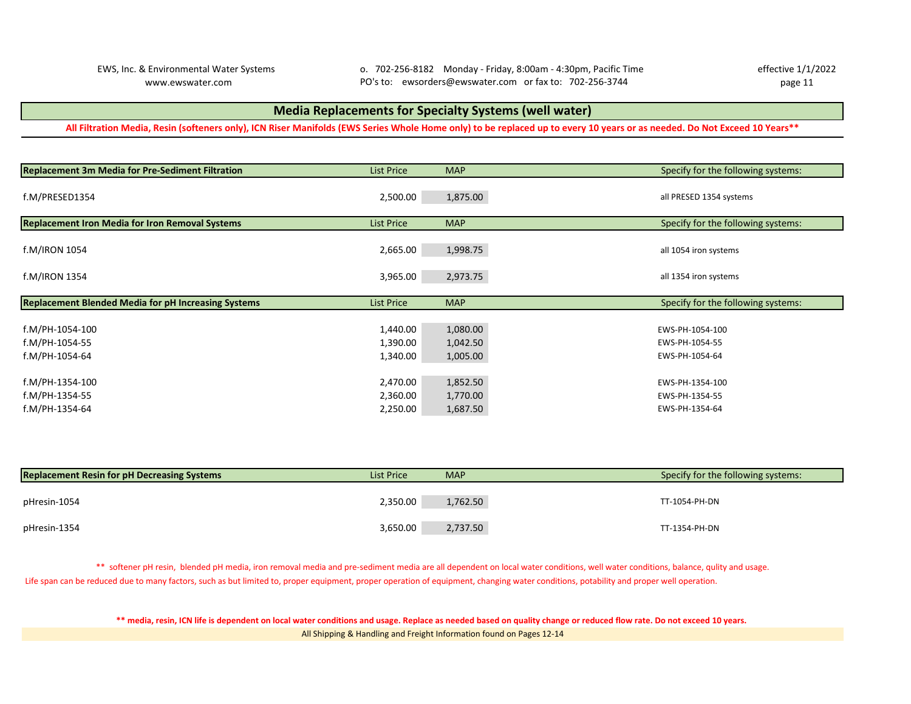## Media Replacements for Specialty Systems (well water)

**All Filtration Media, Resin (softeners only), ICN Riser Manifolds (EWS Series Whole Home only) to be replaced up to every 10 years or as needed. Do Not Exceed 10 Years**\*\*

| Replacement 3m Media for Pre-Sediment Filtration | List Price | MAP | Specify for the following systems: |
|---|---|---|---|
| f.M/PRESED1354 | 2,500.00 | 1,875.00 | all PRESED 1354 systems |

| Replacement Iron Media for Iron Removal Systems | List Price | MAP | Specify for the following systems: |
|---|---|---|---|
| f.M/IRON 1054 | 2,665.00 | 1,998.75 | all 1054 iron systems |
| f.M/IRON 1354 | 3,965.00 | 2,973.75 | all 1354 iron systems |

| Replacement Blended Media for pH Increasing Systems | List Price | MAP | Specify for the following systems: |
|---|---|---|---|
| f.M/PH-1054-100 | 1,440.00 | 1,080.00 | EWS-PH-1054-100 |
| f.M/PH-1054-55 | 1,390.00 | 1,042.50 | EWS-PH-1054-55 |
| f.M/PH-1054-64 | 1,340.00 | 1,005.00 | EWS-PH-1054-64 |
| f.M/PH-1354-100 | 2,470.00 | 1,852.50 | EWS-PH-1354-100 |
| f.M/PH-1354-55 | 2,360.00 | 1,770.00 | EWS-PH-1354-55 |
| f.M/PH-1354-64 | 2,250.00 | 1,687.50 | EWS-PH-1354-64 |

| Replacement Resin for pH Decreasing Systems | List Price | MAP | Specify for the following systems: |
|---|---|---|---|
| pHresin-1054 | 2,350.00 | 1,762.50 | TT-1054-PH-DN |
| pHresin-1354 | 3,650.00 | 2,737.50 | TT-1354-PH-DN |

\*\* softener pH resin, blended pH media, iron removal media and pre-sediment media are all dependent on local water conditions, well water conditions, balance, qulity and usage.
Life span can be reduced due to many factors, such as but limited to, proper equipment, proper operation of equipment, changing water conditions, potability and proper well operation.

**\*\* media, resin, ICN life is dependent on local water conditions and usage. Replace as needed based on quality change or reduced flow rate. Do not exceed 10 years.**

All Shipping & Handling and Freight Information found on Pages 12-14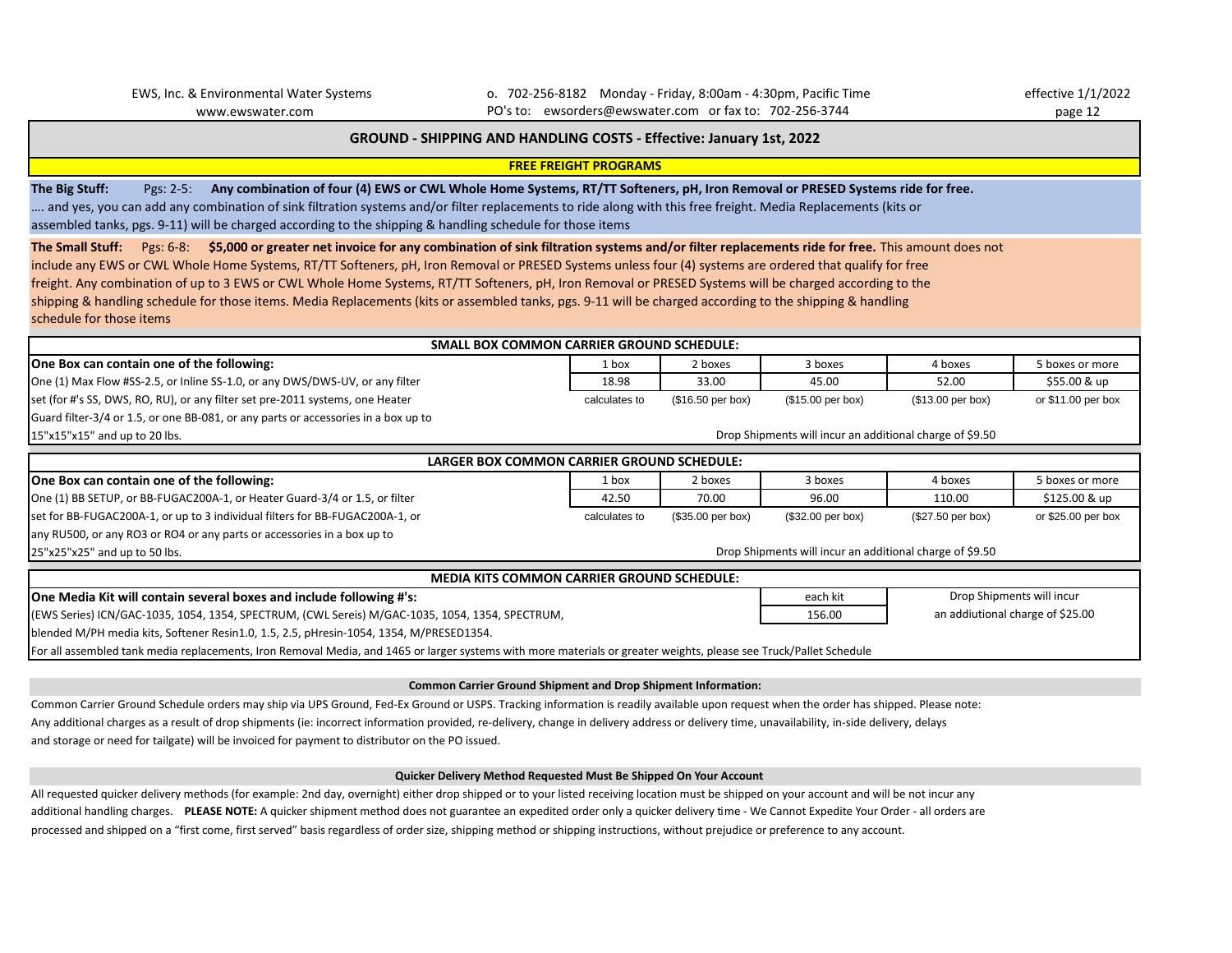EWS, Inc. & Environmental Water Systems
www.ewswater.com

o. 702-256-8182 Monday - Friday, 8:00am - 4:30pm, Pacific Time
PO's to: ewsorders@ewswater.com or fax to: 702-256-3744

effective 1/1/2022

## GROUND - SHIPPING AND HANDLING COSTS - Effective: January 1st, 2022

### FREE FREIGHT PROGRAMS

**The Big Stuff:** Pgs: 2-5: **Any combination of four (4) EWS or CWL Whole Home Systems, RT/TT Softeners, pH, Iron Removal or PRESED Systems ride for free.** …. and yes, you can add any combination of sink filtration systems and/or filter replacements to ride along with this free freight. Media Replacements (kits or assembled tanks, pgs. 9-11) will be charged according to the shipping & handling schedule for those items

**The Small Stuff:** Pgs: 6-8: **$5,000 or greater net invoice for any combination of sink filtration systems and/or filter replacements ride for free.** This amount does not include any EWS or CWL Whole Home Systems, RT/TT Softeners, pH, Iron Removal or PRESED Systems unless four (4) systems are ordered that qualify for free freight. Any combination of up to 3 EWS or CWL Whole Home Systems, RT/TT Softeners, pH, Iron Removal or PRESED Systems will be charged according to the shipping & handling schedule for those items. Media Replacements (kits or assembled tanks, pgs. 9-11 will be charged according to the shipping & handling schedule for those items

### SMALL BOX COMMON CARRIER GROUND SCHEDULE:

| **One Box can contain one of the following:** | 1 box | 2 boxes | 3 boxes | 4 boxes | 5 boxes or more |
|---|---|---|---|---|---|
| One (1) Max Flow #SS-2.5, or Inline SS-1.0, or any DWS/DWS-UV, or any filter set (for #'s SS, DWS, RO, RU), or any filter set pre-2011 systems, one Heater Guard filter-3/4 or 1.5, or one BB-081, or any parts or accessories in a box up to 15"x15"x15" and up to 20 lbs. | 18.98 | 33.00 | 45.00 | 52.00 | $55.00 & up |
| | calculates to | ($16.50 per box) | ($15.00 per box) | ($13.00 per box) | or $11.00 per box |

Drop Shipments will incur an additional charge of $9.50

### LARGER BOX COMMON CARRIER GROUND SCHEDULE:

| **One Box can contain one of the following:** | 1 box | 2 boxes | 3 boxes | 4 boxes | 5 boxes or more |
|---|---|---|---|---|---|
| One (1) BB SETUP, or BB-FUGAC200A-1, or Heater Guard-3/4 or 1.5, or filter set for BB-FUGAC200A-1, or up to 3 individual filters for BB-FUGAC200A-1, or any RU500, or any RO3 or RO4 or any parts or accessories in a box up to 25"x25"x25" and up to 50 lbs. | 42.50 | 70.00 | 96.00 | 110.00 | $125.00 & up |
| | calculates to | ($35.00 per box) | ($32.00 per box) | ($27.50 per box) | or $25.00 per box |

Drop Shipments will incur an additional charge of $9.50

### MEDIA KITS COMMON CARRIER GROUND SCHEDULE:

| **One Media Kit will contain several boxes and include following #'s:** | each kit |
|---|---|
| (EWS Series) ICN/GAC-1035, 1054, 1354, SPECTRUM, (CWL Sereis) M/GAC-1035, 1054, 1354, SPECTRUM, blended M/PH media kits, Softener Resin1.0, 1.5, 2.5, pHresin-1054, 1354, M/PRESED1354. | 156.00 |

Drop Shipments will incur an addiutional charge of $25.00

For all assembled tank media replacements, Iron Removal Media, and 1465 or larger systems with more materials or greater weights, please see Truck/Pallet Schedule

#### Common Carrier Ground Shipment and Drop Shipment Information:

Common Carrier Ground Schedule orders may ship via UPS Ground, Fed-Ex Ground or USPS. Tracking information is readily available upon request when the order has shipped. Please note: Any additional charges as a result of drop shipments (ie: incorrect information provided, re-delivery, change in delivery address or delivery time, unavailability, in-side delivery, delays and storage or need for tailgate) will be invoiced for payment to distributor on the PO issued.

#### Quicker Delivery Method Requested Must Be Shipped On Your Account

All requested quicker delivery methods (for example: 2nd day, overnight) either drop shipped or to your listed receiving location must be shipped on your account and will be not incur any additional handling charges. **PLEASE NOTE:** A quicker shipment method does not guarantee an expedited order only a quicker delivery time - We Cannot Expedite Your Order - all orders are processed and shipped on a "first come, first served" basis regardless of order size, shipping method or shipping instructions, without prejudice or preference to any account.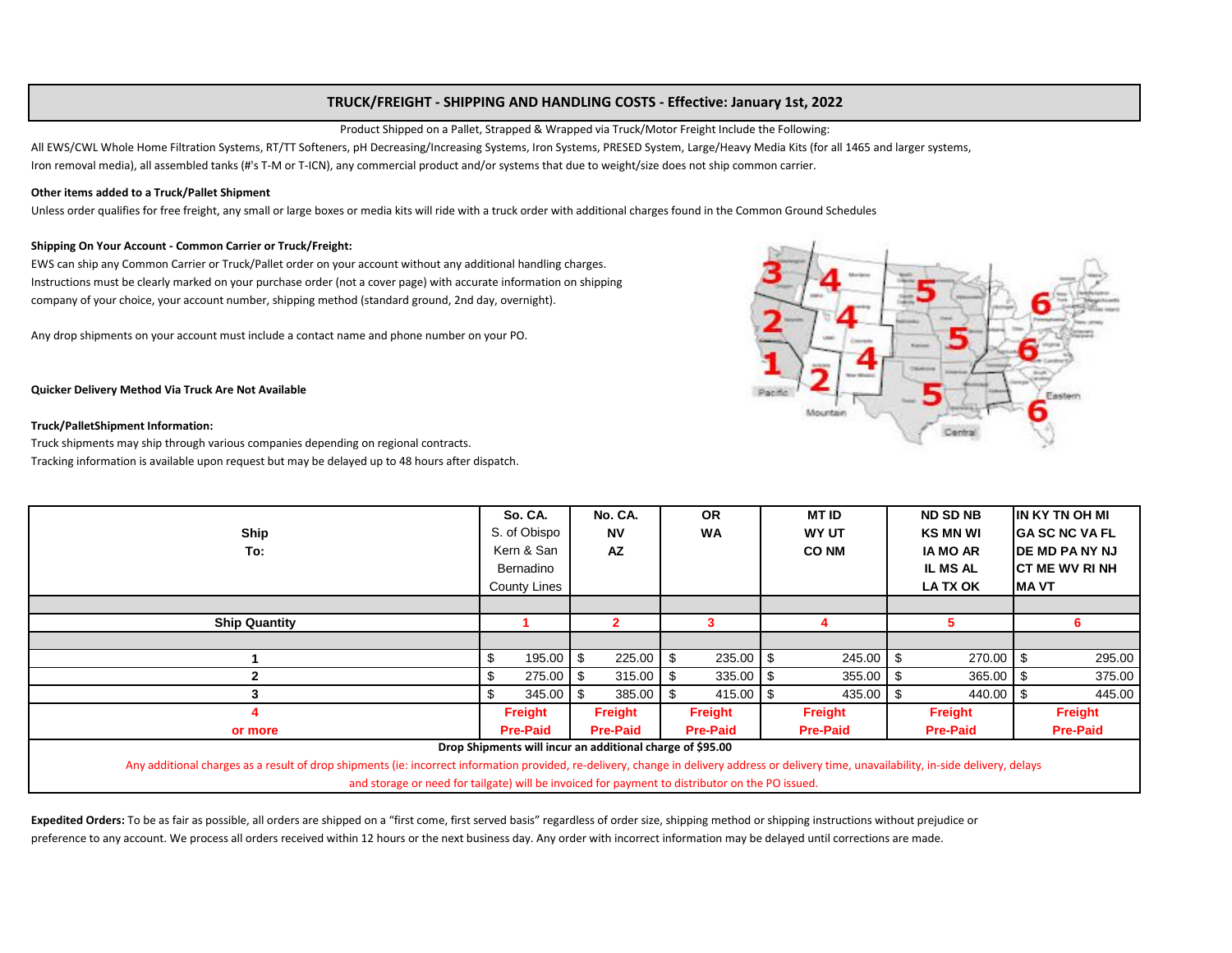## TRUCK/FREIGHT - SHIPPING AND HANDLING COSTS - Effective: January 1st, 2022

Product Shipped on a Pallet, Strapped & Wrapped via Truck/Motor Freight Include the Following:

All EWS/CWL Whole Home Filtration Systems, RT/TT Softeners, pH Decreasing/Increasing Systems, Iron Systems, PRESED System, Large/Heavy Media Kits (for all 1465 and larger systems, Iron removal media), all assembled tanks (#'s T-M or T-ICN), any commercial product and/or systems that due to weight/size does not ship common carrier.

**Other items added to a Truck/Pallet Shipment**

Unless order qualifies for free freight, any small or large boxes or media kits will ride with a truck order with additional charges found in the Common Ground Schedules

**Shipping On Your Account - Common Carrier or Truck/Freight:**

EWS can ship any Common Carrier or Truck/Pallet order on your account without any additional handling charges. Instructions must be clearly marked on your purchase order (not a cover page) with accurate information on shipping company of your choice, your account number, shipping method (standard ground, 2nd day, overnight).

Any drop shipments on your account must include a contact name and phone number on your PO.

**Quicker Delivery Method Via Truck Are Not Available**

**Truck/PalletShipment Information:**

Truck shipments may ship through various companies depending on regional contracts.
Tracking information is available upon request but may be delayed up to 48 hours after dispatch.

| Ship To: | So. CA. S. of Obispo Kern & San Bernadino County Lines | No. CA. NV AZ | OR WA | MT ID WY UT CO NM | ND SD NB KS MN WI IA MO AR IL MS AL LA TX OK | IN KY TN OH MI GA SC NC VA FL DE MD PA NY NJ CT ME WV RI NH MA VT |
|---|---|---|---|---|---|---|
| **Ship Quantity** | 1 | 2 | 3 | 4 | 5 | 6 |
| 1 | $ 195.00 | $ 225.00 | $ 235.00 | $ 245.00 | $ 270.00 | $ 295.00 |
| 2 | $ 275.00 | $ 315.00 | $ 335.00 | $ 355.00 | $ 365.00 | $ 375.00 |
| 3 | $ 345.00 | $ 385.00 | $ 415.00 | $ 435.00 | $ 440.00 | $ 445.00 |
| 4 or more | Freight Pre-Paid | Freight Pre-Paid | Freight Pre-Paid | Freight Pre-Paid | Freight Pre-Paid | Freight Pre-Paid |

**Drop Shipments will incur an additional charge of $95.00**

Any additional charges as a result of drop shipments (ie: incorrect information provided, re-delivery, change in delivery address or delivery time, unavailability, in-side delivery, delays and storage or need for tailgate) will be invoiced for payment to distributor on the PO issued.

**Expedited Orders:** To be as fair as possible, all orders are shipped on a "first come, first served basis" regardless of order size, shipping method or shipping instructions without prejudice or preference to any account. We process all orders received within 12 hours or the next business day. Any order with incorrect information may be delayed until corrections are made.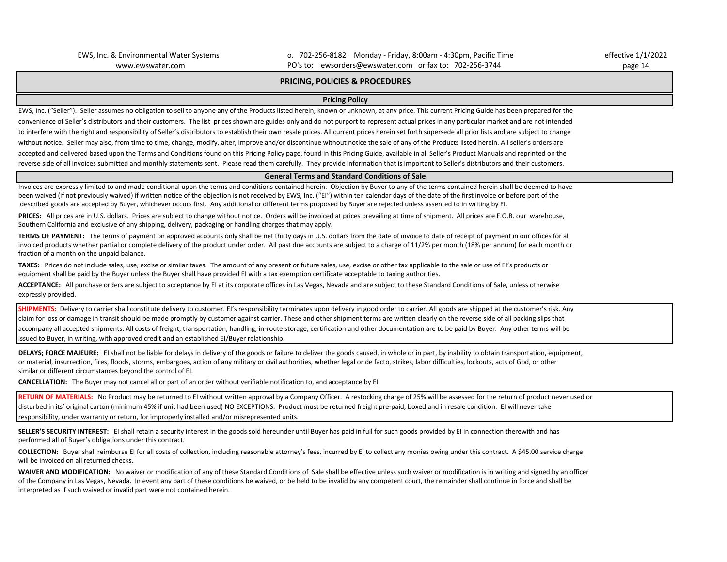## PRICING, POLICIES & PROCEDURES

### Pricing Policy

EWS, Inc. ("Seller"). Seller assumes no obligation to sell to anyone any of the Products listed herein, known or unknown, at any price. This current Pricing Guide has been prepared for the convenience of Seller's distributors and their customers. The list prices shown are guides only and do not purport to represent actual prices in any particular market and are not intended to interfere with the right and responsibility of Seller's distributors to establish their own resale prices. All current prices herein set forth supersede all prior lists and are subject to change without notice. Seller may also, from time to time, change, modify, alter, improve and/or discontinue without notice the sale of any of the Products listed herein. All seller's orders are accepted and delivered based upon the Terms and Conditions found on this Pricing Policy page, found in this Pricing Guide, available in all Seller's Product Manuals and reprinted on the reverse side of all invoices submitted and monthly statements sent. Please read them carefully. They provide information that is important to Seller's distributors and their customers.

### General Terms and Standard Conditions of Sale

Invoices are expressly limited to and made conditional upon the terms and conditions contained herein. Objection by Buyer to any of the terms contained herein shall be deemed to have been waived (if not previously waived) if written notice of the objection is not received by EWS, Inc. ("EI") within ten calendar days of the date of the first invoice or before part of the described goods are accepted by Buyer, whichever occurs first. Any additional or different terms proposed by Buyer are rejected unless assented to in writing by EI.

**PRICES:** All prices are in U.S. dollars. Prices are subject to change without notice. Orders will be invoiced at prices prevailing at time of shipment. All prices are F.O.B. our warehouse, Southern California and exclusive of any shipping, delivery, packaging or handling charges that may apply.

**TERMS OF PAYMENT:** The terms of payment on approved accounts only shall be net thirty days in U.S. dollars from the date of invoice to date of receipt of payment in our offices for all invoiced products whether partial or complete delivery of the product under order. All past due accounts are subject to a charge of 11/2% per month (18% per annum) for each month or fraction of a month on the unpaid balance.

**TAXES:** Prices do not include sales, use, excise or similar taxes. The amount of any present or future sales, use, excise or other tax applicable to the sale or use of EI's products or equipment shall be paid by the Buyer unless the Buyer shall have provided EI with a tax exemption certificate acceptable to taxing authorities.

**ACCEPTANCE:** All purchase orders are subject to acceptance by EI at its corporate offices in Las Vegas, Nevada and are subject to these Standard Conditions of Sale, unless otherwise expressly provided.

**SHIPMENTS:** Delivery to carrier shall constitute delivery to customer. EI's responsibility terminates upon delivery in good order to carrier. All goods are shipped at the customer's risk. Any claim for loss or damage in transit should be made promptly by customer against carrier. These and other shipment terms are written clearly on the reverse side of all packing slips that accompany all accepted shipments. All costs of freight, transportation, handling, in-route storage, certification and other documentation are to be paid by Buyer. Any other terms will be issued to Buyer, in writing, with approved credit and an established EI/Buyer relationship.

**DELAYS; FORCE MAJEURE:** EI shall not be liable for delays in delivery of the goods or failure to deliver the goods caused, in whole or in part, by inability to obtain transportation, equipment, or material, insurrection, fires, floods, storms, embargoes, action of any military or civil authorities, whether legal or de facto, strikes, labor difficulties, lockouts, acts of God, or other similar or different circumstances beyond the control of EI.

**CANCELLATION:** The Buyer may not cancel all or part of an order without verifiable notification to, and acceptance by EI.

**RETURN OF MATERIALS:** No Product may be returned to EI without written approval by a Company Officer. A restocking charge of 25% will be assessed for the return of product never used or disturbed in its' original carton (minimum 45% if unit had been used) NO EXCEPTIONS. Product must be returned freight pre-paid, boxed and in resale condition. EI will never take responsibility, under warranty or return, for improperly installed and/or misrepresented units.

**SELLER'S SECURITY INTEREST:** EI shall retain a security interest in the goods sold hereunder until Buyer has paid in full for such goods provided by EI in connection therewith and has performed all of Buyer's obligations under this contract.

**COLLECTION:** Buyer shall reimburse EI for all costs of collection, including reasonable attorney's fees, incurred by EI to collect any monies owing under this contract. A $45.00 service charge will be invoiced on all returned checks.

**WAIVER AND MODIFICATION:** No waiver or modification of any of these Standard Conditions of Sale shall be effective unless such waiver or modification is in writing and signed by an officer of the Company in Las Vegas, Nevada. In event any part of these conditions be waived, or be held to be invalid by any competent court, the remainder shall continue in force and shall be interpreted as if such waived or invalid part were not contained herein.